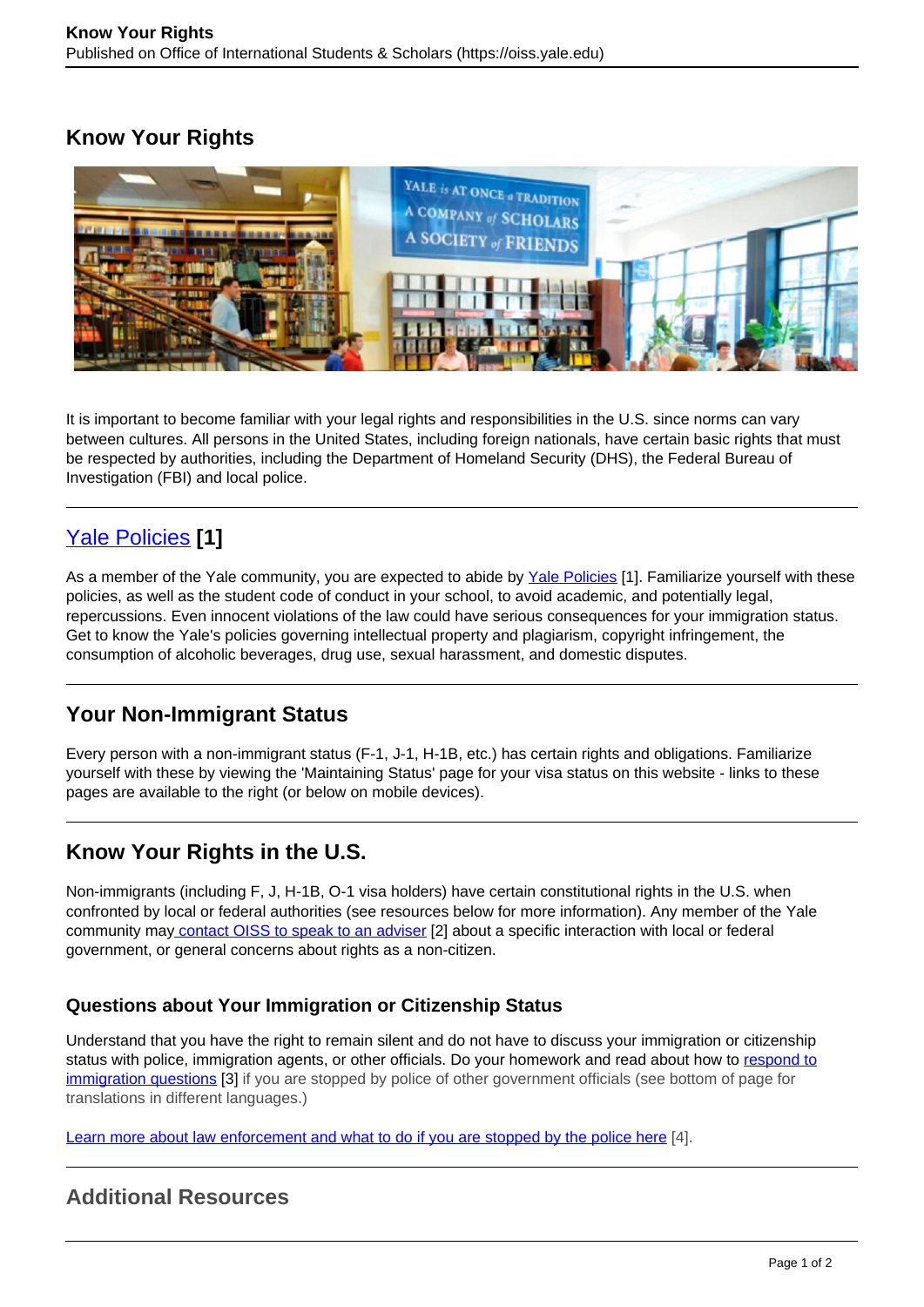# Know Your Rights

It is important to become familiar with your legal rights and responsibilities in the U.S. since norms can vary between cultures. All persons in the United States, including foreign nationals, have certain basic rights that must be respected by authorities, including the Department of Homeland Security (DHS), the Federal Bureau of Investigation (FBI) and local police.

## Yale Policies [1]

As a member of the Yale community, you are expected to abide by Yale Policies [1]. Familiarize yourself with these policies, as well as the student code of conduct in your school, to avoid academic, and potentially legal, repercussions. Even innocent violations of the law could have serious consequences for your immigration status. Get to know the Yale's policies governing intellectual property and plagiarism, copyright infringement, the consumption of alcoholic beverages, drug use, sexual harassment, and domestic disputes.

## Your Non-Immigrant Status

Every person with a non-immigrant status (F-1, J-1, H-1B, etc.) has certain rights and obligations. Familiarize yourself with these by viewing the 'Maintaining Status' page for your visa status on this website - links to these pages are available to the right (or below on mobile devices).

## Know Your Rights in the U.S.

Non-immigrants (including F, J, H-1B, O-1 visa holders) have certain constitutional rights in the U.S. when confronted by local or federal authorities (see resources below for more information). Any member of the Yale community may contact OISS to speak to an adviser [2] about a specific interaction with local or federal government, or general concerns about rights as a non-citizen.

### Questions about Your Immigration or Citizenship Status

Understand that you have the right to remain silent and do not have to discuss your immigration or citizenship status with police, immigration agents, or other officials. Do your homework and read about how to respond to immigration questions [3] if you are stopped by police of other government officials (see bottom of page for translations in different languages.)

Learn more about law enforcement and what to do if you are stopped by the police here [4].

## Additional Resources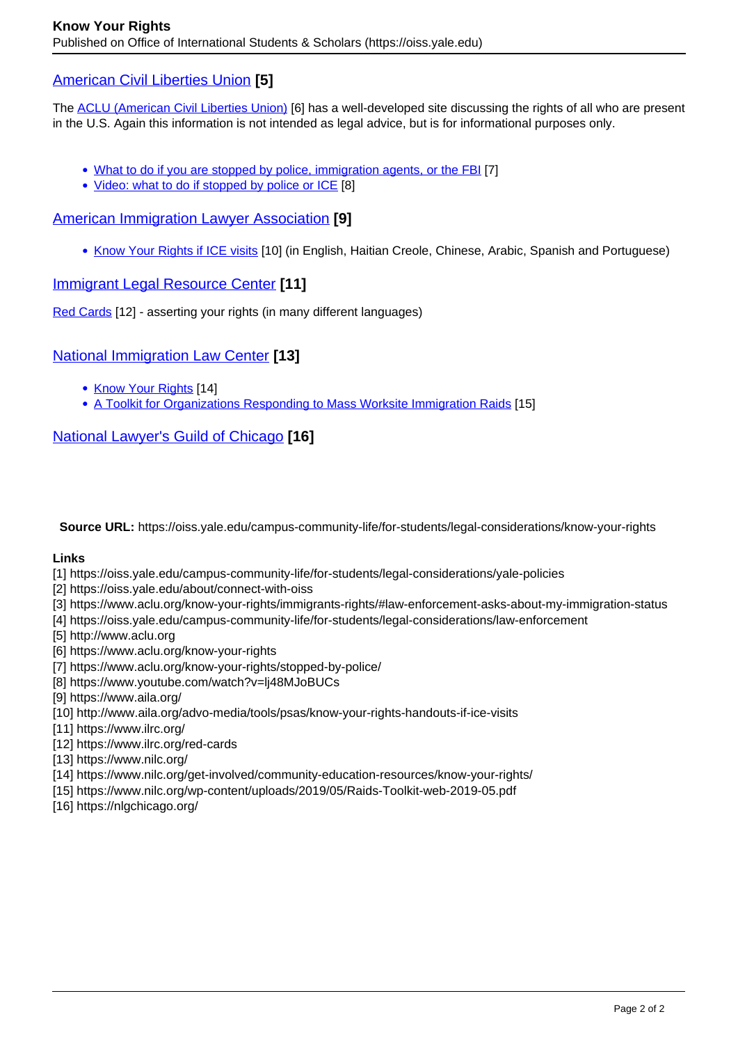## American Civil Liberties Union [5]

The ACLU (American Civil Liberties Union) [6] has a well-developed site discussing the rights of all who are present in the U.S. Again this information is not intended as legal advice, but is for informational purposes only.

- What to do if you are stopped by police, immigration agents, or the FBI [7]
- Video: what to do if stopped by police or ICE [8]

## American Immigration Lawyer Association [9]

- Know Your Rights if ICE visits [10] (in English, Haitian Creole, Chinese, Arabic, Spanish and Portuguese)

## Immigrant Legal Resource Center [11]

Red Cards [12] - asserting your rights (in many different languages)

## National Immigration Law Center [13]

- Know Your Rights [14]
- A Toolkit for Organizations Responding to Mass Worksite Immigration Raids [15]

## National Lawyer's Guild of Chicago [16]

**Source URL:** https://oiss.yale.edu/campus-community-life/for-students/legal-considerations/know-your-rights

**Links**

[1] https://oiss.yale.edu/campus-community-life/for-students/legal-considerations/yale-policies
[2] https://oiss.yale.edu/about/connect-with-oiss
[3] https://www.aclu.org/know-your-rights/immigrants-rights/#law-enforcement-asks-about-my-immigration-status
[4] https://oiss.yale.edu/campus-community-life/for-students/legal-considerations/law-enforcement
[5] http://www.aclu.org
[6] https://www.aclu.org/know-your-rights
[7] https://www.aclu.org/know-your-rights/stopped-by-police/
[8] https://www.youtube.com/watch?v=lj48MJoBUCs
[9] https://www.aila.org/
[10] http://www.aila.org/advo-media/tools/psas/know-your-rights-handouts-if-ice-visits
[11] https://www.ilrc.org/
[12] https://www.ilrc.org/red-cards
[13] https://www.nilc.org/
[14] https://www.nilc.org/get-involved/community-education-resources/know-your-rights/
[15] https://www.nilc.org/wp-content/uploads/2019/05/Raids-Toolkit-web-2019-05.pdf
[16] https://nlgchicago.org/